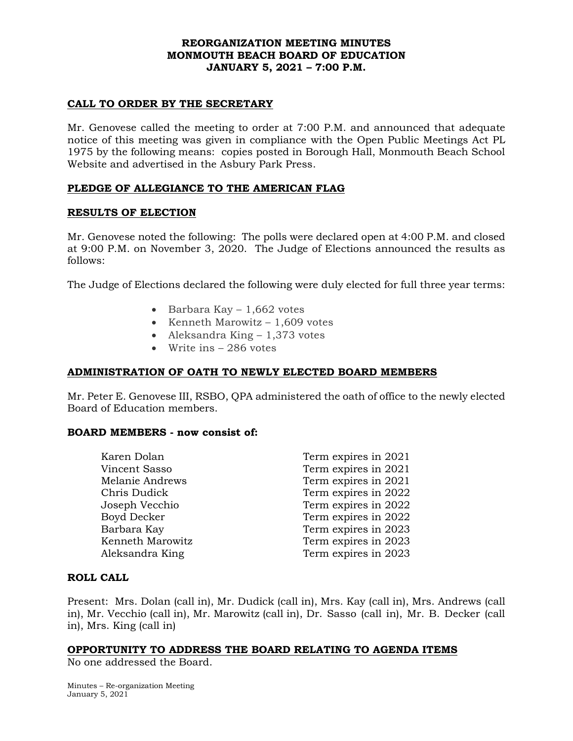# REORGANIZATION MEETING MINUTES
# MONMOUTH BEACH BOARD OF EDUCATION
# JANUARY 5, 2021 – 7:00 P.M.

## CALL TO ORDER BY THE SECRETARY

Mr. Genovese called the meeting to order at 7:00 P.M. and announced that adequate notice of this meeting was given in compliance with the Open Public Meetings Act PL 1975 by the following means: copies posted in Borough Hall, Monmouth Beach School Website and advertised in the Asbury Park Press.

## PLEDGE OF ALLEGIANCE TO THE AMERICAN FLAG

## RESULTS OF ELECTION

Mr. Genovese noted the following: The polls were declared open at 4:00 P.M. and closed at 9:00 P.M. on November 3, 2020. The Judge of Elections announced the results as follows:

The Judge of Elections declared the following were duly elected for full three year terms:

- Barbara Kay – 1,662 votes
- Kenneth Marowitz – 1,609 votes
- Aleksandra King – 1,373 votes
- Write ins – 286 votes

## ADMINISTRATION OF OATH TO NEWLY ELECTED BOARD MEMBERS

Mr. Peter E. Genovese III, RSBO, QPA administered the oath of office to the newly elected Board of Education members.

**BOARD MEMBERS - now consist of:**

| | |
|---|---|
| Karen Dolan | Term expires in 2021 |
| Vincent Sasso | Term expires in 2021 |
| Melanie Andrews | Term expires in 2021 |
| Chris Dudick | Term expires in 2022 |
| Joseph Vecchio | Term expires in 2022 |
| Boyd Decker | Term expires in 2022 |
| Barbara Kay | Term expires in 2023 |
| Kenneth Marowitz | Term expires in 2023 |
| Aleksandra King | Term expires in 2023 |

**ROLL CALL**

Present: Mrs. Dolan (call in), Mr. Dudick (call in), Mrs. Kay (call in), Mrs. Andrews (call in), Mr. Vecchio (call in), Mr. Marowitz (call in), Dr. Sasso (call in), Mr. B. Decker (call in), Mrs. King (call in)

## OPPORTUNITY TO ADDRESS THE BOARD RELATING TO AGENDA ITEMS

No one addressed the Board.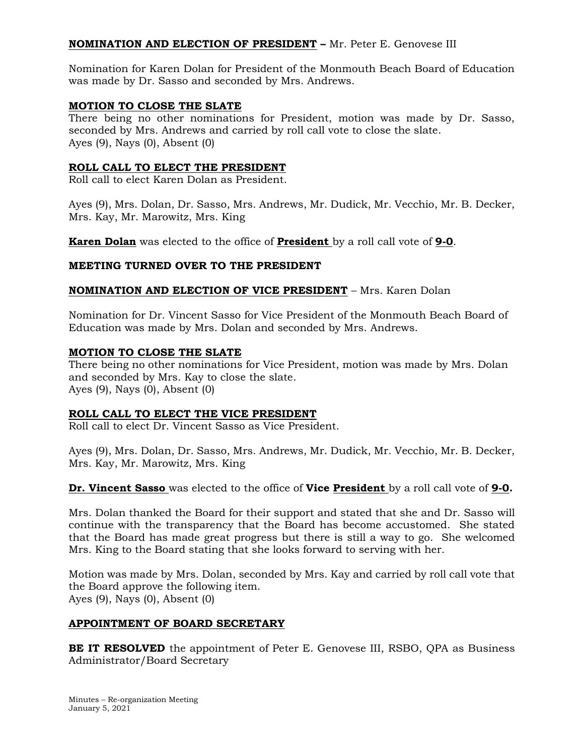**NOMINATION AND ELECTION OF PRESIDENT –** Mr. Peter E. Genovese III

Nomination for Karen Dolan for President of the Monmouth Beach Board of Education was made by Dr. Sasso and seconded by Mrs. Andrews.

**MOTION TO CLOSE THE SLATE**

There being no other nominations for President, motion was made by Dr. Sasso, seconded by Mrs. Andrews and carried by roll call vote to close the slate.
Ayes (9), Nays (0), Absent (0)

**ROLL CALL TO ELECT THE PRESIDENT**

Roll call to elect Karen Dolan as President.

Ayes (9), Mrs. Dolan, Dr. Sasso, Mrs. Andrews, Mr. Dudick, Mr. Vecchio, Mr. B. Decker, Mrs. Kay, Mr. Marowitz, Mrs. King

**Karen Dolan** was elected to the office of **President** by a roll call vote of **9-0**.

**MEETING TURNED OVER TO THE PRESIDENT**

**NOMINATION AND ELECTION OF VICE PRESIDENT** – Mrs. Karen Dolan

Nomination for Dr. Vincent Sasso for Vice President of the Monmouth Beach Board of Education was made by Mrs. Dolan and seconded by Mrs. Andrews.

**MOTION TO CLOSE THE SLATE**

There being no other nominations for Vice President, motion was made by Mrs. Dolan and seconded by Mrs. Kay to close the slate.
Ayes (9), Nays (0), Absent (0)

**ROLL CALL TO ELECT THE VICE PRESIDENT**

Roll call to elect Dr. Vincent Sasso as Vice President.

Ayes (9), Mrs. Dolan, Dr. Sasso, Mrs. Andrews, Mr. Dudick, Mr. Vecchio, Mr. B. Decker, Mrs. Kay, Mr. Marowitz, Mrs. King

**Dr. Vincent Sasso** was elected to the office of **Vice President** by a roll call vote of **9-0.**

Mrs. Dolan thanked the Board for their support and stated that she and Dr. Sasso will continue with the transparency that the Board has become accustomed. She stated that the Board has made great progress but there is still a way to go. She welcomed Mrs. King to the Board stating that she looks forward to serving with her.

Motion was made by Mrs. Dolan, seconded by Mrs. Kay and carried by roll call vote that the Board approve the following item.
Ayes (9), Nays (0), Absent (0)

**APPOINTMENT OF BOARD SECRETARY**

**BE IT RESOLVED** the appointment of Peter E. Genovese III, RSBO, QPA as Business Administrator/Board Secretary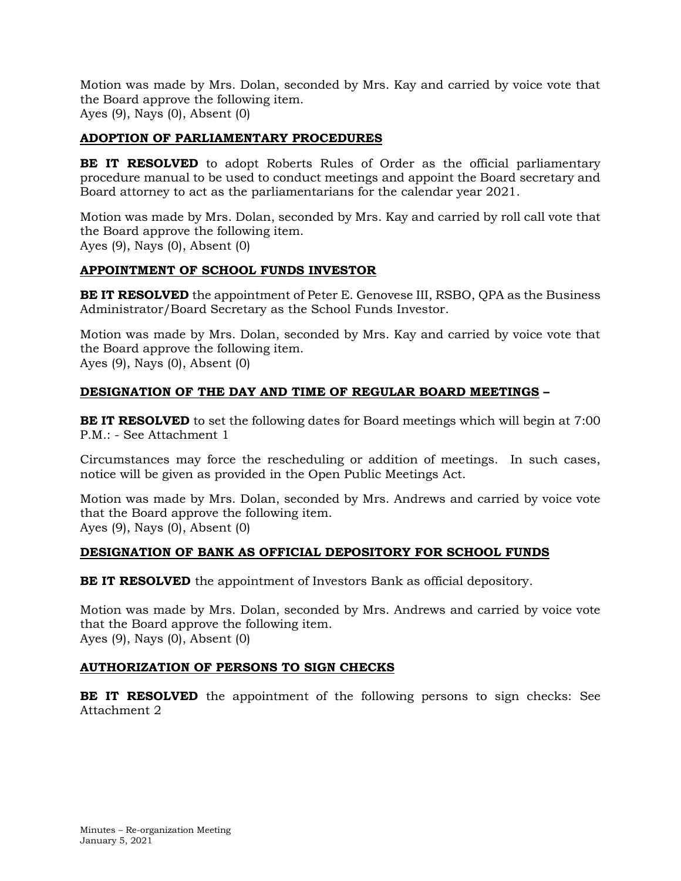Motion was made by Mrs. Dolan, seconded by Mrs. Kay and carried by voice vote that the Board approve the following item.
Ayes (9), Nays (0), Absent (0)

## ADOPTION OF PARLIAMENTARY PROCEDURES

**BE IT RESOLVED** to adopt Roberts Rules of Order as the official parliamentary procedure manual to be used to conduct meetings and appoint the Board secretary and Board attorney to act as the parliamentarians for the calendar year 2021.

Motion was made by Mrs. Dolan, seconded by Mrs. Kay and carried by roll call vote that the Board approve the following item.
Ayes (9), Nays (0), Absent (0)

## APPOINTMENT OF SCHOOL FUNDS INVESTOR

**BE IT RESOLVED** the appointment of Peter E. Genovese III, RSBO, QPA as the Business Administrator/Board Secretary as the School Funds Investor.

Motion was made by Mrs. Dolan, seconded by Mrs. Kay and carried by voice vote that the Board approve the following item.
Ayes (9), Nays (0), Absent (0)

## DESIGNATION OF THE DAY AND TIME OF REGULAR BOARD MEETINGS –

**BE IT RESOLVED** to set the following dates for Board meetings which will begin at 7:00 P.M.: - See Attachment 1

Circumstances may force the rescheduling or addition of meetings. In such cases, notice will be given as provided in the Open Public Meetings Act.

Motion was made by Mrs. Dolan, seconded by Mrs. Andrews and carried by voice vote that the Board approve the following item.
Ayes (9), Nays (0), Absent (0)

## DESIGNATION OF BANK AS OFFICIAL DEPOSITORY FOR SCHOOL FUNDS

**BE IT RESOLVED** the appointment of Investors Bank as official depository.

Motion was made by Mrs. Dolan, seconded by Mrs. Andrews and carried by voice vote that the Board approve the following item.
Ayes (9), Nays (0), Absent (0)

## AUTHORIZATION OF PERSONS TO SIGN CHECKS

**BE IT RESOLVED** the appointment of the following persons to sign checks: See Attachment 2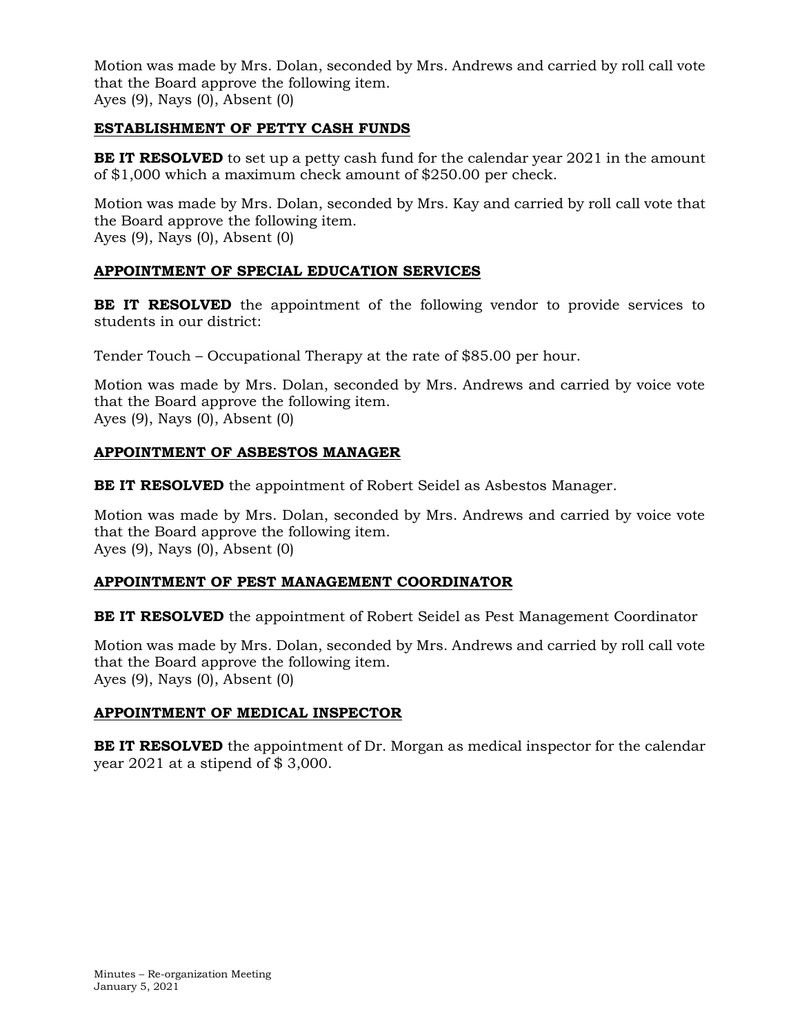Motion was made by Mrs. Dolan, seconded by Mrs. Andrews and carried by roll call vote that the Board approve the following item.
Ayes (9), Nays (0), Absent (0)

## ESTABLISHMENT OF PETTY CASH FUNDS

**BE IT RESOLVED** to set up a petty cash fund for the calendar year 2021 in the amount of $1,000 which a maximum check amount of $250.00 per check.

Motion was made by Mrs. Dolan, seconded by Mrs. Kay and carried by roll call vote that the Board approve the following item.
Ayes (9), Nays (0), Absent (0)

## APPOINTMENT OF SPECIAL EDUCATION SERVICES

**BE IT RESOLVED** the appointment of the following vendor to provide services to students in our district:

Tender Touch – Occupational Therapy at the rate of $85.00 per hour.

Motion was made by Mrs. Dolan, seconded by Mrs. Andrews and carried by voice vote that the Board approve the following item.
Ayes (9), Nays (0), Absent (0)

## APPOINTMENT OF ASBESTOS MANAGER

**BE IT RESOLVED** the appointment of Robert Seidel as Asbestos Manager.

Motion was made by Mrs. Dolan, seconded by Mrs. Andrews and carried by voice vote that the Board approve the following item.
Ayes (9), Nays (0), Absent (0)

## APPOINTMENT OF PEST MANAGEMENT COORDINATOR

**BE IT RESOLVED** the appointment of Robert Seidel as Pest Management Coordinator

Motion was made by Mrs. Dolan, seconded by Mrs. Andrews and carried by roll call vote that the Board approve the following item.
Ayes (9), Nays (0), Absent (0)

## APPOINTMENT OF MEDICAL INSPECTOR

**BE IT RESOLVED** the appointment of Dr. Morgan as medical inspector for the calendar year 2021 at a stipend of $ 3,000.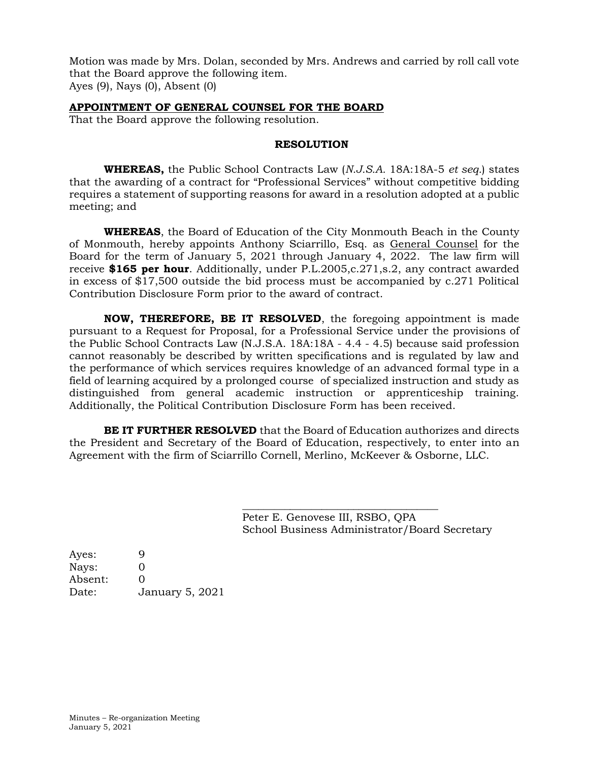Motion was made by Mrs. Dolan, seconded by Mrs. Andrews and carried by roll call vote that the Board approve the following item.
Ayes (9), Nays (0), Absent (0)

**APPOINTMENT OF GENERAL COUNSEL FOR THE BOARD**

That the Board approve the following resolution.

**RESOLUTION**

**WHEREAS,** the Public School Contracts Law (*N.J.S.A.* 18A:18A-5 *et seq.*) states that the awarding of a contract for "Professional Services" without competitive bidding requires a statement of supporting reasons for award in a resolution adopted at a public meeting; and

**WHEREAS**, the Board of Education of the City Monmouth Beach in the County of Monmouth, hereby appoints Anthony Sciarrillo, Esq. as General Counsel for the Board for the term of January 5, 2021 through January 4, 2022. The law firm will receive **$165 per hour**. Additionally, under P.L.2005,c.271,s.2, any contract awarded in excess of $17,500 outside the bid process must be accompanied by c.271 Political Contribution Disclosure Form prior to the award of contract.

**NOW, THEREFORE, BE IT RESOLVED**, the foregoing appointment is made pursuant to a Request for Proposal, for a Professional Service under the provisions of the Public School Contracts Law (N.J.S.A. 18A:18A - 4.4 - 4.5) because said profession cannot reasonably be described by written specifications and is regulated by law and the performance of which services requires knowledge of an advanced formal type in a field of learning acquired by a prolonged course of specialized instruction and study as distinguished from general academic instruction or apprenticeship training. Additionally, the Political Contribution Disclosure Form has been received.

**BE IT FURTHER RESOLVED** that the Board of Education authorizes and directs the President and Secretary of the Board of Education, respectively, to enter into an Agreement with the firm of Sciarrillo Cornell, Merlino, McKeever & Osborne, LLC.

\_\_\_\_\_\_\_\_\_\_\_\_\_\_\_\_\_\_\_\_\_\_\_\_\_\_\_\_\_\_\_\_\_\_\_\_
Peter E. Genovese III, RSBO, QPA
School Business Administrator/Board Secretary

Ayes: 9
Nays: 0
Absent: 0
Date: January 5, 2021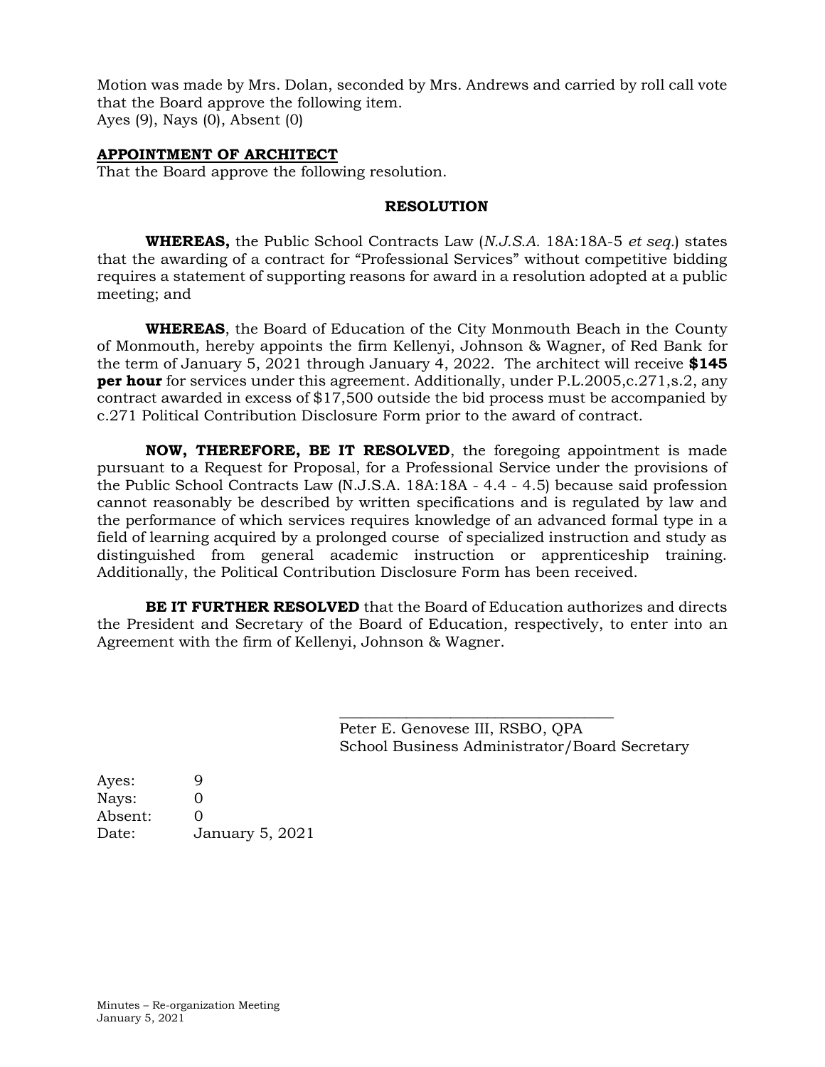Motion was made by Mrs. Dolan, seconded by Mrs. Andrews and carried by roll call vote that the Board approve the following item.
Ayes (9), Nays (0), Absent (0)

**APPOINTMENT OF ARCHITECT**

That the Board approve the following resolution.

**RESOLUTION**

**WHEREAS,** the Public School Contracts Law (*N.J.S.A.* 18A:18A-5 *et seq.*) states that the awarding of a contract for "Professional Services" without competitive bidding requires a statement of supporting reasons for award in a resolution adopted at a public meeting; and

**WHEREAS**, the Board of Education of the City Monmouth Beach in the County of Monmouth, hereby appoints the firm Kellenyi, Johnson & Wagner, of Red Bank for the term of January 5, 2021 through January 4, 2022. The architect will receive **$145 per hour** for services under this agreement. Additionally, under P.L.2005,c.271,s.2, any contract awarded in excess of $17,500 outside the bid process must be accompanied by c.271 Political Contribution Disclosure Form prior to the award of contract.

**NOW, THEREFORE, BE IT RESOLVED**, the foregoing appointment is made pursuant to a Request for Proposal, for a Professional Service under the provisions of the Public School Contracts Law (N.J.S.A. 18A:18A - 4.4 - 4.5) because said profession cannot reasonably be described by written specifications and is regulated by law and the performance of which services requires knowledge of an advanced formal type in a field of learning acquired by a prolonged course of specialized instruction and study as distinguished from general academic instruction or apprenticeship training. Additionally, the Political Contribution Disclosure Form has been received.

**BE IT FURTHER RESOLVED** that the Board of Education authorizes and directs the President and Secretary of the Board of Education, respectively, to enter into an Agreement with the firm of Kellenyi, Johnson & Wagner.

\_\_\_\_\_\_\_\_\_\_\_\_\_\_\_\_\_\_\_\_\_\_\_\_\_\_\_\_\_\_\_\_\_\_\_\_\_

Peter E. Genovese III, RSBO, QPA
School Business Administrator/Board Secretary

| | |
|---|---|
| Ayes: | 9 |
| Nays: | 0 |
| Absent: | 0 |
| Date: | January 5, 2021 |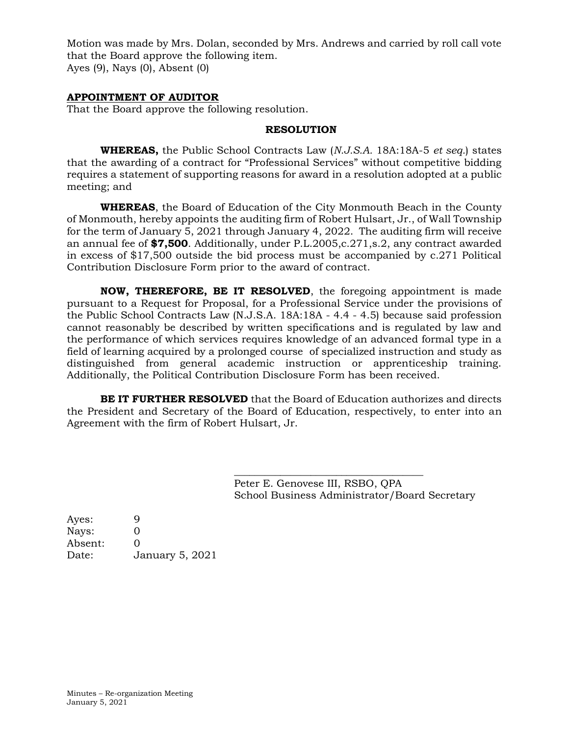Motion was made by Mrs. Dolan, seconded by Mrs. Andrews and carried by roll call vote that the Board approve the following item.
Ayes (9), Nays (0), Absent (0)

**APPOINTMENT OF AUDITOR**

That the Board approve the following resolution.

**RESOLUTION**

**WHEREAS,** the Public School Contracts Law (*N.J.S.A.* 18A:18A-5 *et seq.*) states that the awarding of a contract for "Professional Services" without competitive bidding requires a statement of supporting reasons for award in a resolution adopted at a public meeting; and

**WHEREAS**, the Board of Education of the City Monmouth Beach in the County of Monmouth, hereby appoints the auditing firm of Robert Hulsart, Jr., of Wall Township for the term of January 5, 2021 through January 4, 2022. The auditing firm will receive an annual fee of **$7,500**. Additionally, under P.L.2005,c.271,s.2, any contract awarded in excess of $17,500 outside the bid process must be accompanied by c.271 Political Contribution Disclosure Form prior to the award of contract.

**NOW, THEREFORE, BE IT RESOLVED**, the foregoing appointment is made pursuant to a Request for Proposal, for a Professional Service under the provisions of the Public School Contracts Law (N.J.S.A. 18A:18A - 4.4 - 4.5) because said profession cannot reasonably be described by written specifications and is regulated by law and the performance of which services requires knowledge of an advanced formal type in a field of learning acquired by a prolonged course of specialized instruction and study as distinguished from general academic instruction or apprenticeship training. Additionally, the Political Contribution Disclosure Form has been received.

**BE IT FURTHER RESOLVED** that the Board of Education authorizes and directs the President and Secretary of the Board of Education, respectively, to enter into an Agreement with the firm of Robert Hulsart, Jr.

\_\_\_\_\_\_\_\_\_\_\_\_\_\_\_\_\_\_\_\_\_\_\_\_\_\_\_\_\_\_\_\_\_\_\_\_

Peter E. Genovese III, RSBO, QPA
School Business Administrator/Board Secretary

Ayes: 9
Nays: 0
Absent: 0
Date: January 5, 2021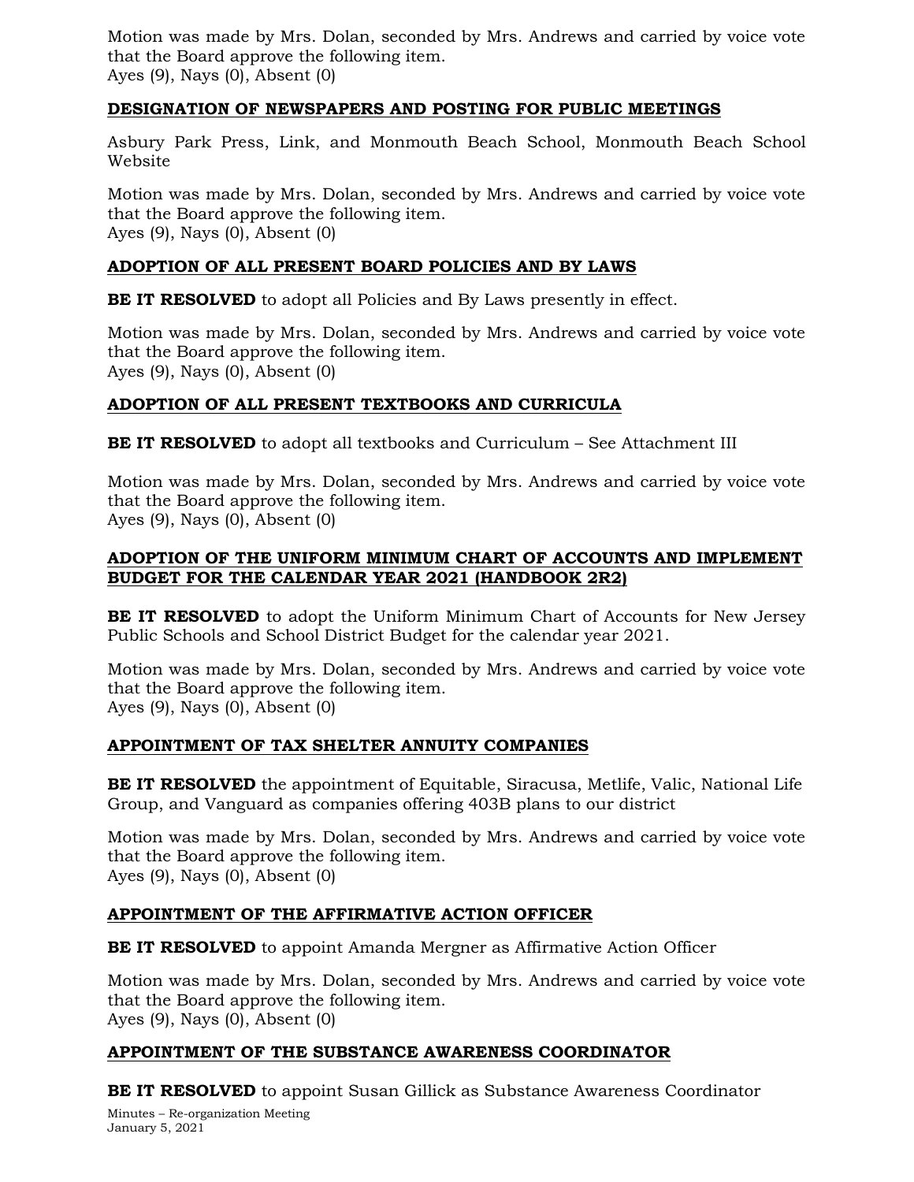Motion was made by Mrs. Dolan, seconded by Mrs. Andrews and carried by voice vote that the Board approve the following item.
Ayes (9), Nays (0), Absent (0)

**DESIGNATION OF NEWSPAPERS AND POSTING FOR PUBLIC MEETINGS**

Asbury Park Press, Link, and Monmouth Beach School, Monmouth Beach School Website

Motion was made by Mrs. Dolan, seconded by Mrs. Andrews and carried by voice vote that the Board approve the following item.
Ayes (9), Nays (0), Absent (0)

**ADOPTION OF ALL PRESENT BOARD POLICIES AND BY LAWS**

**BE IT RESOLVED** to adopt all Policies and By Laws presently in effect.

Motion was made by Mrs. Dolan, seconded by Mrs. Andrews and carried by voice vote that the Board approve the following item.
Ayes (9), Nays (0), Absent (0)

**ADOPTION OF ALL PRESENT TEXTBOOKS AND CURRICULA**

**BE IT RESOLVED** to adopt all textbooks and Curriculum – See Attachment III

Motion was made by Mrs. Dolan, seconded by Mrs. Andrews and carried by voice vote that the Board approve the following item.
Ayes (9), Nays (0), Absent (0)

**ADOPTION OF THE UNIFORM MINIMUM CHART OF ACCOUNTS AND IMPLEMENT BUDGET FOR THE CALENDAR YEAR 2021 (HANDBOOK 2R2)**

**BE IT RESOLVED** to adopt the Uniform Minimum Chart of Accounts for New Jersey Public Schools and School District Budget for the calendar year 2021.

Motion was made by Mrs. Dolan, seconded by Mrs. Andrews and carried by voice vote that the Board approve the following item.
Ayes (9), Nays (0), Absent (0)

**APPOINTMENT OF TAX SHELTER ANNUITY COMPANIES**

**BE IT RESOLVED** the appointment of Equitable, Siracusa, Metlife, Valic, National Life Group, and Vanguard as companies offering 403B plans to our district

Motion was made by Mrs. Dolan, seconded by Mrs. Andrews and carried by voice vote that the Board approve the following item.
Ayes (9), Nays (0), Absent (0)

**APPOINTMENT OF THE AFFIRMATIVE ACTION OFFICER**

**BE IT RESOLVED** to appoint Amanda Mergner as Affirmative Action Officer

Motion was made by Mrs. Dolan, seconded by Mrs. Andrews and carried by voice vote that the Board approve the following item.
Ayes (9), Nays (0), Absent (0)

**APPOINTMENT OF THE SUBSTANCE AWARENESS COORDINATOR**

**BE IT RESOLVED** to appoint Susan Gillick as Substance Awareness Coordinator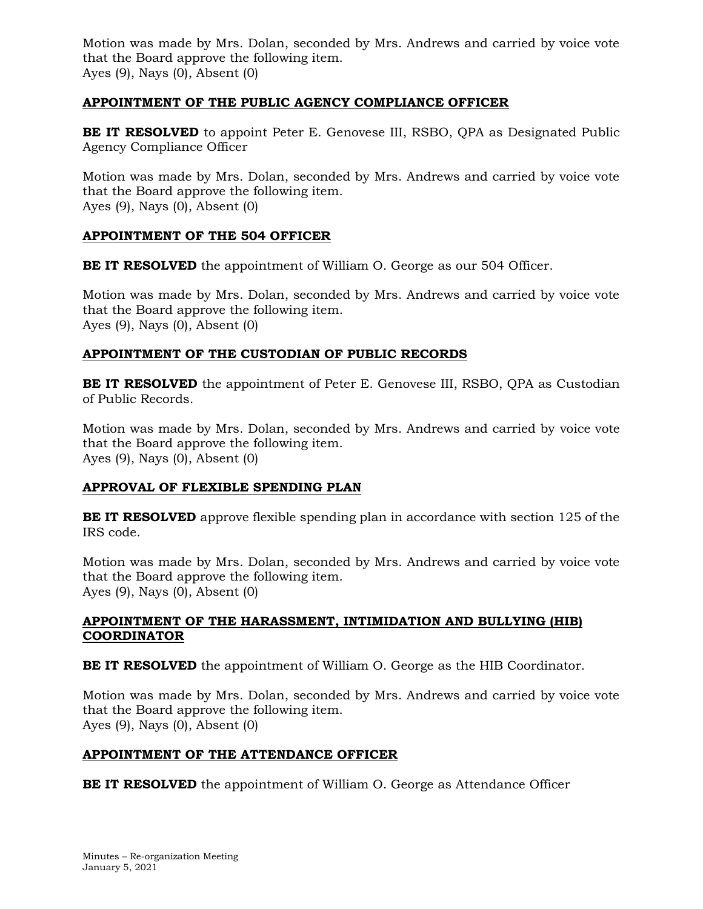Motion was made by Mrs. Dolan, seconded by Mrs. Andrews and carried by voice vote that the Board approve the following item.
Ayes (9), Nays (0), Absent (0)

**APPOINTMENT OF THE PUBLIC AGENCY COMPLIANCE OFFICER**

**BE IT RESOLVED** to appoint Peter E. Genovese III, RSBO, QPA as Designated Public Agency Compliance Officer

Motion was made by Mrs. Dolan, seconded by Mrs. Andrews and carried by voice vote that the Board approve the following item.
Ayes (9), Nays (0), Absent (0)

**APPOINTMENT OF THE 504 OFFICER**

**BE IT RESOLVED** the appointment of William O. George as our 504 Officer.

Motion was made by Mrs. Dolan, seconded by Mrs. Andrews and carried by voice vote that the Board approve the following item.
Ayes (9), Nays (0), Absent (0)

**APPOINTMENT OF THE CUSTODIAN OF PUBLIC RECORDS**

**BE IT RESOLVED** the appointment of Peter E. Genovese III, RSBO, QPA as Custodian of Public Records.

Motion was made by Mrs. Dolan, seconded by Mrs. Andrews and carried by voice vote that the Board approve the following item.
Ayes (9), Nays (0), Absent (0)

**APPROVAL OF FLEXIBLE SPENDING PLAN**

**BE IT RESOLVED** approve flexible spending plan in accordance with section 125 of the IRS code.

Motion was made by Mrs. Dolan, seconded by Mrs. Andrews and carried by voice vote that the Board approve the following item.
Ayes (9), Nays (0), Absent (0)

**APPOINTMENT OF THE HARASSMENT, INTIMIDATION AND BULLYING (HIB) COORDINATOR**

**BE IT RESOLVED** the appointment of William O. George as the HIB Coordinator.

Motion was made by Mrs. Dolan, seconded by Mrs. Andrews and carried by voice vote that the Board approve the following item.
Ayes (9), Nays (0), Absent (0)

**APPOINTMENT OF THE ATTENDANCE OFFICER**

**BE IT RESOLVED** the appointment of William O. George as Attendance Officer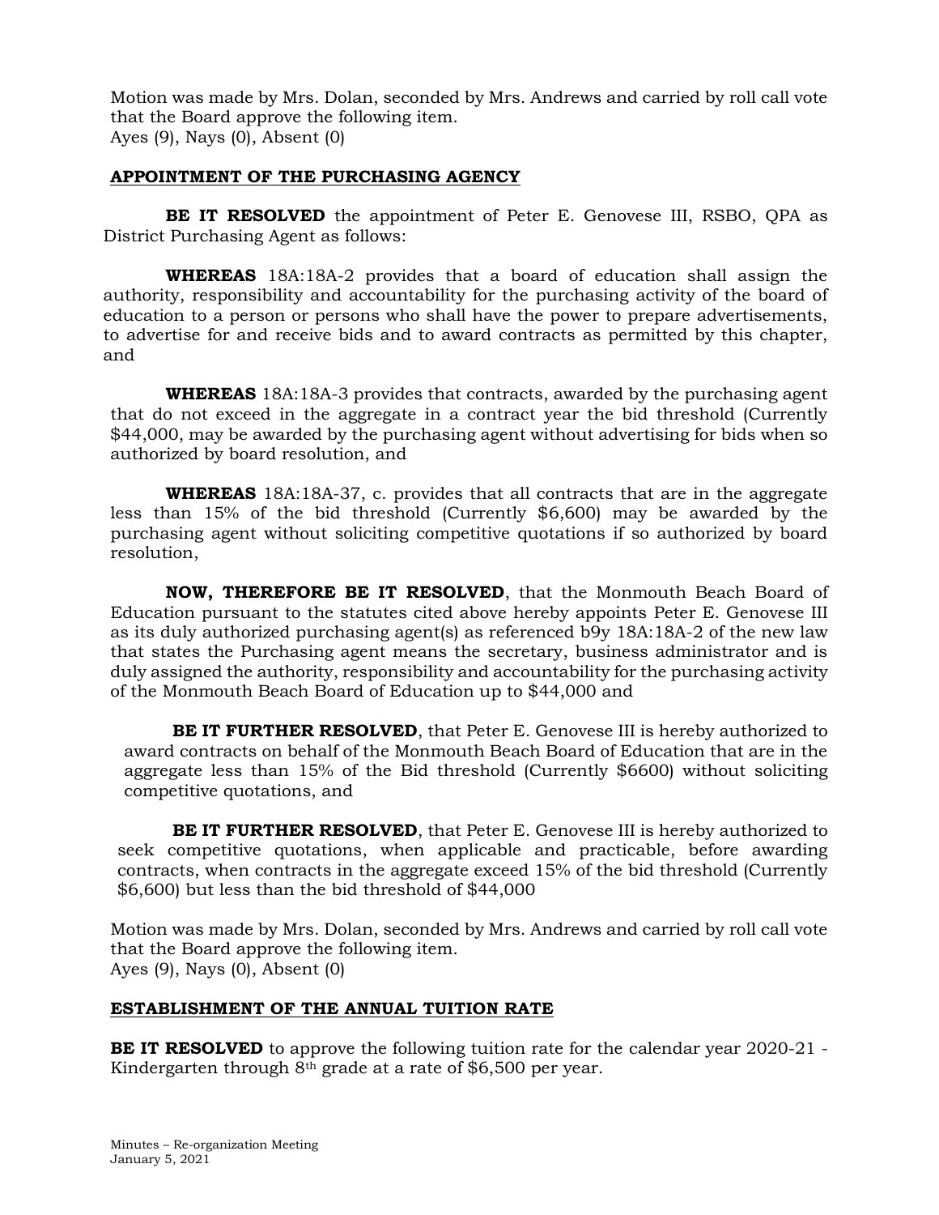Motion was made by Mrs. Dolan, seconded by Mrs. Andrews and carried by roll call vote that the Board approve the following item.
Ayes (9), Nays (0), Absent (0)

## APPOINTMENT OF THE PURCHASING AGENCY

**BE IT RESOLVED** the appointment of Peter E. Genovese III, RSBO, QPA as District Purchasing Agent as follows:

**WHEREAS** 18A:18A-2 provides that a board of education shall assign the authority, responsibility and accountability for the purchasing activity of the board of education to a person or persons who shall have the power to prepare advertisements, to advertise for and receive bids and to award contracts as permitted by this chapter, and

**WHEREAS** 18A:18A-3 provides that contracts, awarded by the purchasing agent that do not exceed in the aggregate in a contract year the bid threshold (Currently $44,000, may be awarded by the purchasing agent without advertising for bids when so authorized by board resolution, and

**WHEREAS** 18A:18A-37, c. provides that all contracts that are in the aggregate less than 15% of the bid threshold (Currently $6,600) may be awarded by the purchasing agent without soliciting competitive quotations if so authorized by board resolution,

**NOW, THEREFORE BE IT RESOLVED**, that the Monmouth Beach Board of Education pursuant to the statutes cited above hereby appoints Peter E. Genovese III as its duly authorized purchasing agent(s) as referenced b9y 18A:18A-2 of the new law that states the Purchasing agent means the secretary, business administrator and is duly assigned the authority, responsibility and accountability for the purchasing activity of the Monmouth Beach Board of Education up to $44,000 and

**BE IT FURTHER RESOLVED**, that Peter E. Genovese III is hereby authorized to award contracts on behalf of the Monmouth Beach Board of Education that are in the aggregate less than 15% of the Bid threshold (Currently $6600) without soliciting competitive quotations, and

**BE IT FURTHER RESOLVED**, that Peter E. Genovese III is hereby authorized to seek competitive quotations, when applicable and practicable, before awarding contracts, when contracts in the aggregate exceed 15% of the bid threshold (Currently $6,600) but less than the bid threshold of $44,000

Motion was made by Mrs. Dolan, seconded by Mrs. Andrews and carried by roll call vote that the Board approve the following item.
Ayes (9), Nays (0), Absent (0)

## ESTABLISHMENT OF THE ANNUAL TUITION RATE

**BE IT RESOLVED** to approve the following tuition rate for the calendar year 2020-21 - Kindergarten through 8th grade at a rate of $6,500 per year.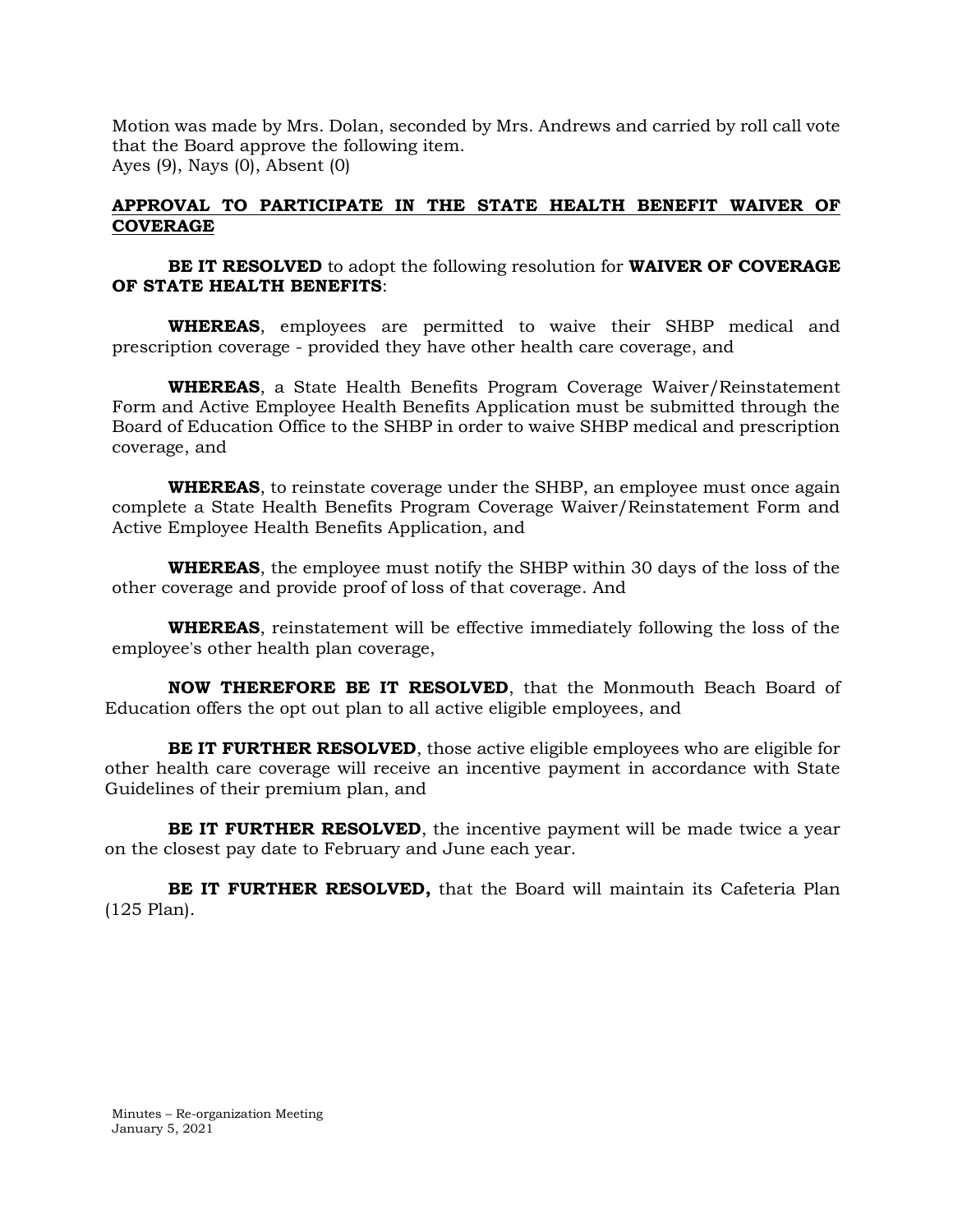Motion was made by Mrs. Dolan, seconded by Mrs. Andrews and carried by roll call vote that the Board approve the following item.
Ayes (9), Nays (0), Absent (0)

**APPROVAL TO PARTICIPATE IN THE STATE HEALTH BENEFIT WAIVER OF COVERAGE**

**BE IT RESOLVED** to adopt the following resolution for **WAIVER OF COVERAGE OF STATE HEALTH BENEFITS**:

**WHEREAS**, employees are permitted to waive their SHBP medical and prescription coverage - provided they have other health care coverage, and

**WHEREAS**, a State Health Benefits Program Coverage Waiver/Reinstatement Form and Active Employee Health Benefits Application must be submitted through the Board of Education Office to the SHBP in order to waive SHBP medical and prescription coverage, and

**WHEREAS**, to reinstate coverage under the SHBP, an employee must once again complete a State Health Benefits Program Coverage Waiver/Reinstatement Form and Active Employee Health Benefits Application, and

**WHEREAS**, the employee must notify the SHBP within 30 days of the loss of the other coverage and provide proof of loss of that coverage. And

**WHEREAS**, reinstatement will be effective immediately following the loss of the employee's other health plan coverage,

**NOW THEREFORE BE IT RESOLVED**, that the Monmouth Beach Board of Education offers the opt out plan to all active eligible employees, and

**BE IT FURTHER RESOLVED**, those active eligible employees who are eligible for other health care coverage will receive an incentive payment in accordance with State Guidelines of their premium plan, and

**BE IT FURTHER RESOLVED**, the incentive payment will be made twice a year on the closest pay date to February and June each year.

**BE IT FURTHER RESOLVED,** that the Board will maintain its Cafeteria Plan (125 Plan).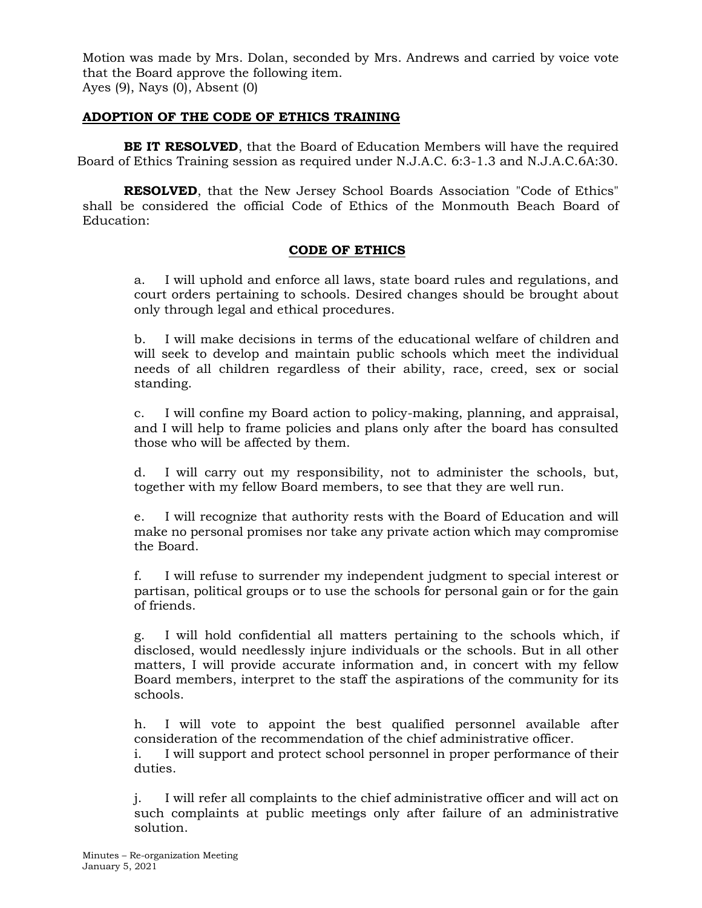Motion was made by Mrs. Dolan, seconded by Mrs. Andrews and carried by voice vote that the Board approve the following item.
Ayes (9), Nays (0), Absent (0)

## ADOPTION OF THE CODE OF ETHICS TRAINING

**BE IT RESOLVED**, that the Board of Education Members will have the required Board of Ethics Training session as required under N.J.A.C. 6:3-1.3 and N.J.A.C.6A:30.

**RESOLVED**, that the New Jersey School Boards Association "Code of Ethics" shall be considered the official Code of Ethics of the Monmouth Beach Board of Education:

## CODE OF ETHICS

a. I will uphold and enforce all laws, state board rules and regulations, and court orders pertaining to schools. Desired changes should be brought about only through legal and ethical procedures.

b. I will make decisions in terms of the educational welfare of children and will seek to develop and maintain public schools which meet the individual needs of all children regardless of their ability, race, creed, sex or social standing.

c. I will confine my Board action to policy-making, planning, and appraisal, and I will help to frame policies and plans only after the board has consulted those who will be affected by them.

d. I will carry out my responsibility, not to administer the schools, but, together with my fellow Board members, to see that they are well run.

e. I will recognize that authority rests with the Board of Education and will make no personal promises nor take any private action which may compromise the Board.

f. I will refuse to surrender my independent judgment to special interest or partisan, political groups or to use the schools for personal gain or for the gain of friends.

g. I will hold confidential all matters pertaining to the schools which, if disclosed, would needlessly injure individuals or the schools. But in all other matters, I will provide accurate information and, in concert with my fellow Board members, interpret to the staff the aspirations of the community for its schools.

h. I will vote to appoint the best qualified personnel available after consideration of the recommendation of the chief administrative officer.

i. I will support and protect school personnel in proper performance of their duties.

j. I will refer all complaints to the chief administrative officer and will act on such complaints at public meetings only after failure of an administrative solution.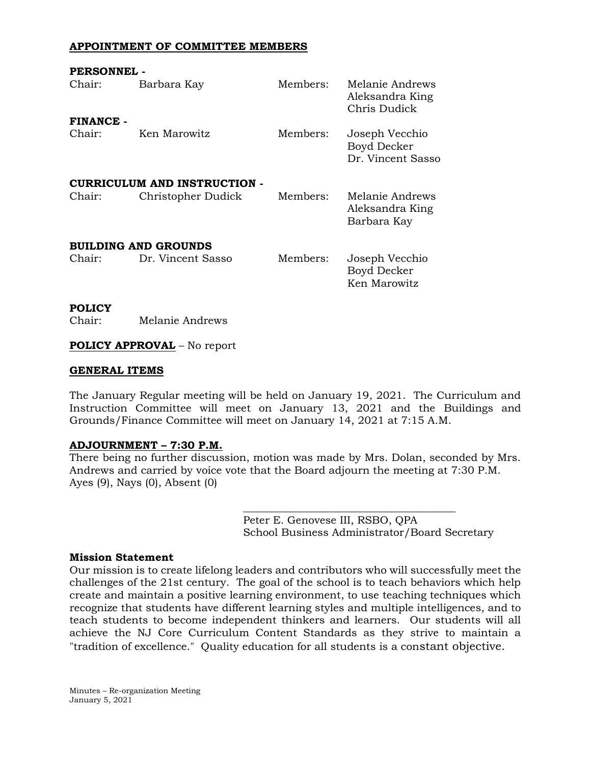**APPOINTMENT OF COMMITTEE MEMBERS**

**PERSONNEL -**

| | | | |
|---|---|---|---|
| Chair: | Barbara Kay | Members: | Melanie Andrews<br>Aleksandra King<br>Chris Dudick |

**FINANCE -**

| | | | |
|---|---|---|---|
| Chair: | Ken Marowitz | Members: | Joseph Vecchio<br>Boyd Decker<br>Dr. Vincent Sasso |

**CURRICULUM AND INSTRUCTION -**

| | | | |
|---|---|---|---|
| Chair: | Christopher Dudick | Members: | Melanie Andrews<br>Aleksandra King<br>Barbara Kay |

**BUILDING AND GROUNDS**

| | | | |
|---|---|---|---|
| Chair: | Dr. Vincent Sasso | Members: | Joseph Vecchio<br>Boyd Decker<br>Ken Marowitz |

**POLICY**

Chair: Melanie Andrews

**POLICY APPROVAL** – No report

**GENERAL ITEMS**

The January Regular meeting will be held on January 19, 2021. The Curriculum and Instruction Committee will meet on January 13, 2021 and the Buildings and Grounds/Finance Committee will meet on January 14, 2021 at 7:15 A.M.

**ADJOURNMENT – 7:30 P.M.**

There being no further discussion, motion was made by Mrs. Dolan, seconded by Mrs. Andrews and carried by voice vote that the Board adjourn the meeting at 7:30 P.M. Ayes (9), Nays (0), Absent (0)

\_\_\_\_\_\_\_\_\_\_\_\_\_\_\_\_\_\_\_\_\_\_\_\_\_\_\_\_\_\_\_\_\_\_\_\_\_\_\_\_

Peter E. Genovese III, RSBO, QPA
School Business Administrator/Board Secretary

**Mission Statement**

Our mission is to create lifelong leaders and contributors who will successfully meet the challenges of the 21st century. The goal of the school is to teach behaviors which help create and maintain a positive learning environment, to use teaching techniques which recognize that students have different learning styles and multiple intelligences, and to teach students to become independent thinkers and learners. Our students will all achieve the NJ Core Curriculum Content Standards as they strive to maintain a "tradition of excellence." Quality education for all students is a constant objective.